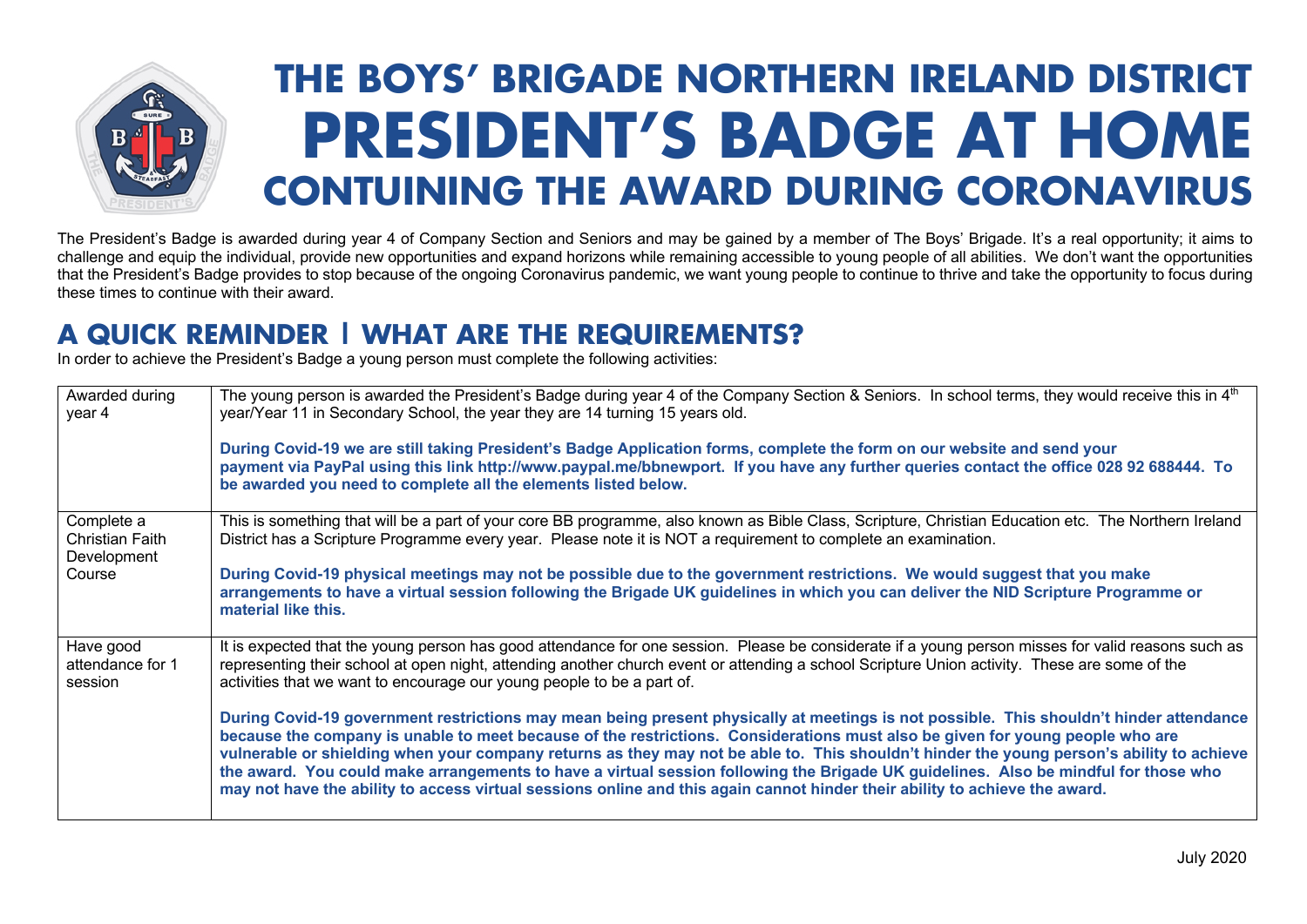# THE BOYS' BRIGADE NORTHERN IRELAND DISTRICT
# PRESIDENT'S BADGE AT HOME
## CONTUINING THE AWARD DURING CORONAVIRUS

The President's Badge is awarded during year 4 of Company Section and Seniors and may be gained by a member of The Boys' Brigade. It's a real opportunity; it aims to challenge and equip the individual, provide new opportunities and expand horizons while remaining accessible to young people of all abilities. We don't want the opportunities that the President's Badge provides to stop because of the ongoing Coronavirus pandemic, we want young people to continue to thrive and take the opportunity to focus during these times to continue with their award.

## A QUICK REMINDER | WHAT ARE THE REQUIREMENTS?

In order to achieve the President's Badge a young person must complete the following activities:

| | |
|---|---|
| Awarded during year 4 | The young person is awarded the President's Badge during year 4 of the Company Section & Seniors. In school terms, they would receive this in 4th year/Year 11 in Secondary School, the year they are 14 turning 15 years old.<br><br>**During Covid-19 we are still taking President's Badge Application forms, complete the form on our website and send your payment via PayPal using this link http://www.paypal.me/bbnewport. If you have any further queries contact the office 028 92 688444. To be awarded you need to complete all the elements listed below.** |
| Complete a Christian Faith Development Course | This is something that will be a part of your core BB programme, also known as Bible Class, Scripture, Christian Education etc. The Northern Ireland District has a Scripture Programme every year. Please note it is NOT a requirement to complete an examination.<br><br>**During Covid-19 physical meetings may not be possible due to the government restrictions. We would suggest that you make arrangements to have a virtual session following the Brigade UK guidelines in which you can deliver the NID Scripture Programme or material like this.** |
| Have good attendance for 1 session | It is expected that the young person has good attendance for one session. Please be considerate if a young person misses for valid reasons such as representing their school at open night, attending another church event or attending a school Scripture Union activity. These are some of the activities that we want to encourage our young people to be a part of.<br><br>**During Covid-19 government restrictions may mean being present physically at meetings is not possible. This shouldn't hinder attendance because the company is unable to meet because of the restrictions. Considerations must also be given for young people who are vulnerable or shielding when your company returns as they may not be able to. This shouldn't hinder the young person's ability to achieve the award. You could make arrangements to have a virtual session following the Brigade UK guidelines. Also be mindful for those who may not have the ability to access virtual sessions online and this again cannot hinder their ability to achieve the award.** |

July 2020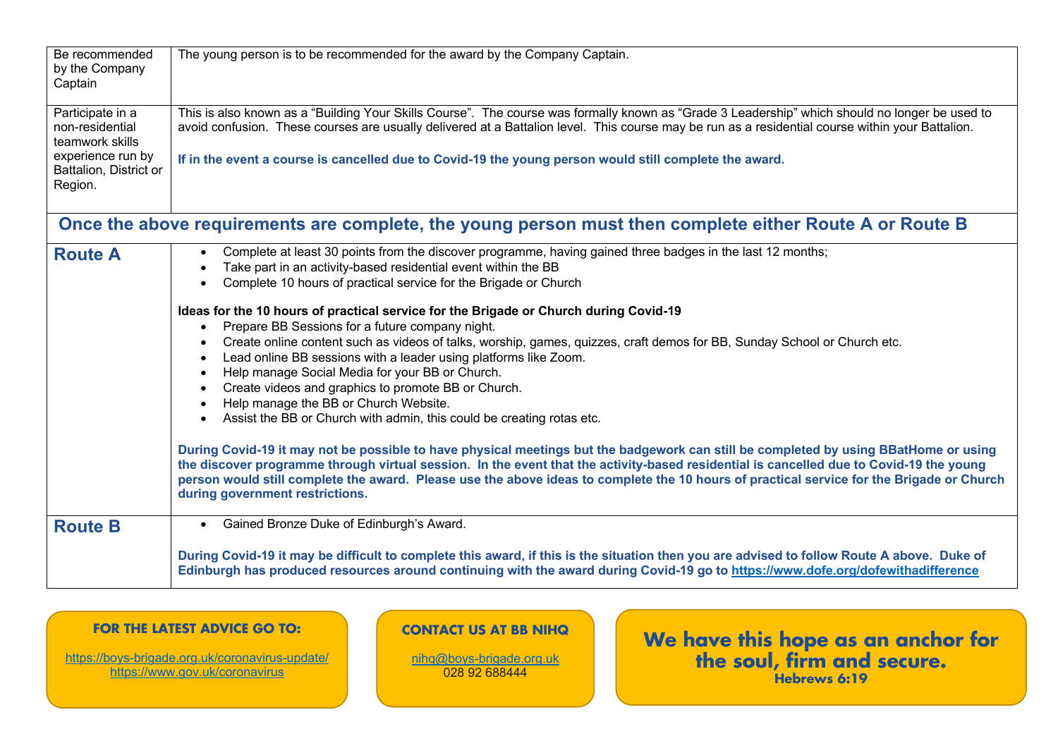| | |
|---|---|
| Be recommended by the Company Captain | The young person is to be recommended for the award by the Company Captain. |
| Participate in a non-residential teamwork skills experience run by Battalion, District or Region. | This is also known as a "Building Your Skills Course". The course was formally known as "Grade 3 Leadership" which should no longer be used to avoid confusion. These courses are usually delivered at a Battalion level. This course may be run as a residential course within your Battalion.<br><br>**If in the event a course is cancelled due to Covid-19 the young person would still complete the award.** |

**Once the above requirements are complete, the young person must then complete either Route A or Route B**

| | |
|---|---|
| **Route A** | • Complete at least 30 points from the discover programme, having gained three badges in the last 12 months;<br>• Take part in an activity-based residential event within the BB<br>• Complete 10 hours of practical service for the Brigade or Church<br><br>**Ideas for the 10 hours of practical service for the Brigade or Church during Covid-19**<br>• Prepare BB Sessions for a future company night.<br>• Create online content such as videos of talks, worship, games, quizzes, craft demos for BB, Sunday School or Church etc.<br>• Lead online BB sessions with a leader using platforms like Zoom.<br>• Help manage Social Media for your BB or Church.<br>• Create videos and graphics to promote BB or Church.<br>• Help manage the BB or Church Website.<br>• Assist the BB or Church with admin, this could be creating rotas etc.<br><br>**During Covid-19 it may not be possible to have physical meetings but the badgework can still be completed by using BBatHome or using the discover programme through virtual session. In the event that the activity-based residential is cancelled due to Covid-19 the young person would still complete the award. Please use the above ideas to complete the 10 hours of practical service for the Brigade or Church during government restrictions.** |
| **Route B** | • Gained Bronze Duke of Edinburgh's Award.<br><br>**During Covid-19 it may be difficult to complete this award, if this is the situation then you are advised to follow Route A above. Duke of Edinburgh has produced resources around continuing with the award during Covid-19 go to https://www.dofe.org/dofewithadifference** |

**FOR THE LATEST ADVICE GO TO:**

https://boys-brigade.org.uk/coronavirus-update/
https://www.gov.uk/coronavirus

**CONTACT US AT BB NIHQ**

nihq@boys-brigade.org.uk
028 92 688444

**We have this hope as an anchor for the soul, firm and secure.**
**Hebrews 6:19**